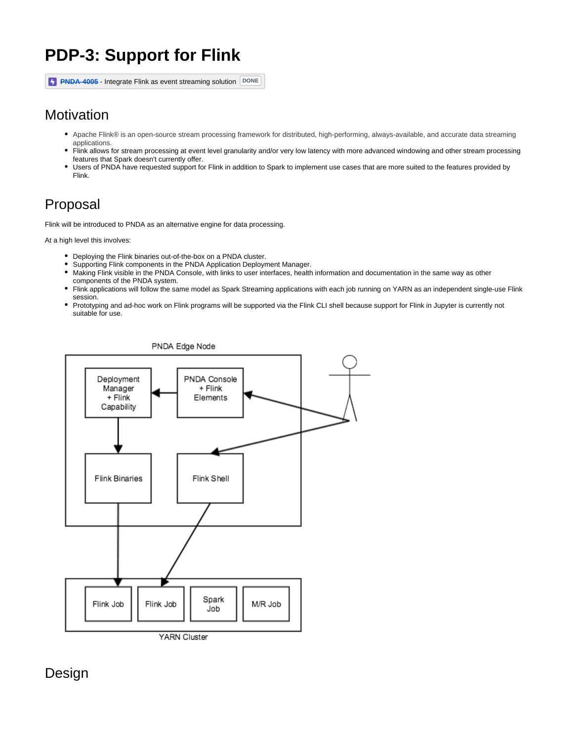# PDP-3: Support for Flink

~~PNDA-4005~~ - Integrate Flink as event streaming solution DONE

## Motivation

- Apache Flink® is an open-source stream processing framework for distributed, high-performing, always-available, and accurate data streaming applications.
- Flink allows for stream processing at event level granularity and/or very low latency with more advanced windowing and other stream processing features that Spark doesn't currently offer.
- Users of PNDA have requested support for Flink in addition to Spark to implement use cases that are more suited to the features provided by Flink.

## Proposal

Flink will be introduced to PNDA as an alternative engine for data processing.

At a high level this involves:

- Deploying the Flink binaries out-of-the-box on a PNDA cluster.
- Supporting Flink components in the PNDA Application Deployment Manager.
- Making Flink visible in the PNDA Console, with links to user interfaces, health information and documentation in the same way as other components of the PNDA system.
- Flink applications will follow the same model as Spark Streaming applications with each job running on YARN as an independent single-use Flink session.
- Prototyping and ad-hoc work on Flink programs will be supported via the Flink CLI shell because support for Flink in Jupyter is currently not suitable for use.

PNDA Edge Node

Deployment Manager + Flink Capability

PNDA Console + Flink Elements

Flink Binaries

Flink Shell

Flink Job | Flink Job | Spark Job | M/R Job

YARN Cluster

## Design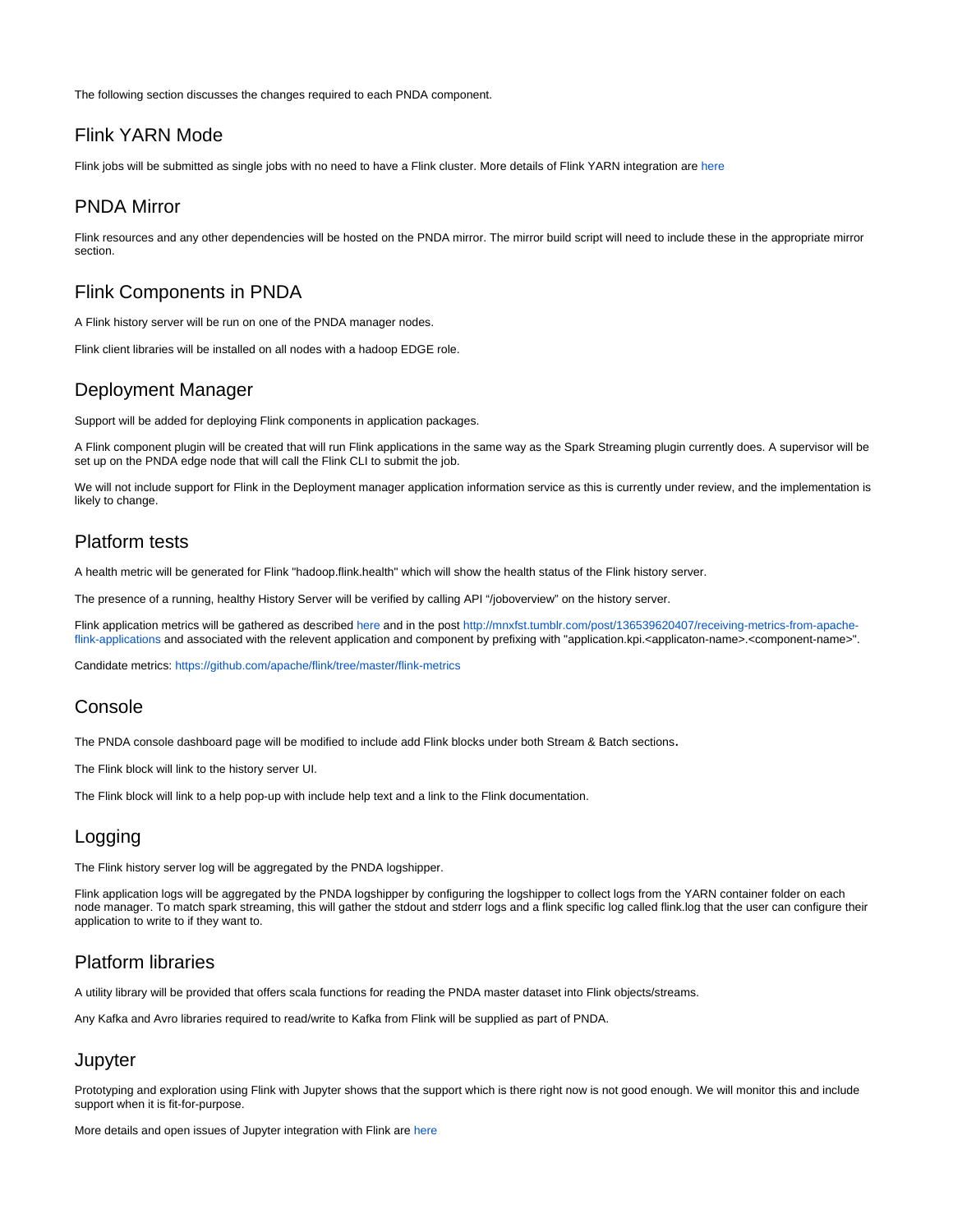The following section discusses the changes required to each PNDA component.

## Flink YARN Mode

Flink jobs will be submitted as single jobs with no need to have a Flink cluster. More details of Flink YARN integration are here

## PNDA Mirror

Flink resources and any other dependencies will be hosted on the PNDA mirror. The mirror build script will need to include these in the appropriate mirror section.

## Flink Components in PNDA

A Flink history server will be run on one of the PNDA manager nodes.

Flink client libraries will be installed on all nodes with a hadoop EDGE role.

## Deployment Manager

Support will be added for deploying Flink components in application packages.

A Flink component plugin will be created that will run Flink applications in the same way as the Spark Streaming plugin currently does. A supervisor will be set up on the PNDA edge node that will call the Flink CLI to submit the job.

We will not include support for Flink in the Deployment manager application information service as this is currently under review, and the implementation is likely to change.

## Platform tests

A health metric will be generated for Flink "hadoop.flink.health" which will show the health status of the Flink history server.

The presence of a running, healthy History Server will be verified by calling API "/joboverview" on the history server.

Flink application metrics will be gathered as described here and in the post http://mnxfst.tumblr.com/post/136539620407/receiving-metrics-from-apache-flink-applications and associated with the relevent application and component by prefixing with "application.kpi.<applicaton-name>.<component-name>".

Candidate metrics: https://github.com/apache/flink/tree/master/flink-metrics

## Console

The PNDA console dashboard page will be modified to include add Flink blocks under both Stream & Batch sections.

The Flink block will link to the history server UI.

The Flink block will link to a help pop-up with include help text and a link to the Flink documentation.

## Logging

The Flink history server log will be aggregated by the PNDA logshipper.

Flink application logs will be aggregated by the PNDA logshipper by configuring the logshipper to collect logs from the YARN container folder on each node manager. To match spark streaming, this will gather the stdout and stderr logs and a flink specific log called flink.log that the user can configure their application to write to if they want to.

## Platform libraries

A utility library will be provided that offers scala functions for reading the PNDA master dataset into Flink objects/streams.

Any Kafka and Avro libraries required to read/write to Kafka from Flink will be supplied as part of PNDA.

## Jupyter

Prototyping and exploration using Flink with Jupyter shows that the support which is there right now is not good enough. We will monitor this and include support when it is fit-for-purpose.

More details and open issues of Jupyter integration with Flink are here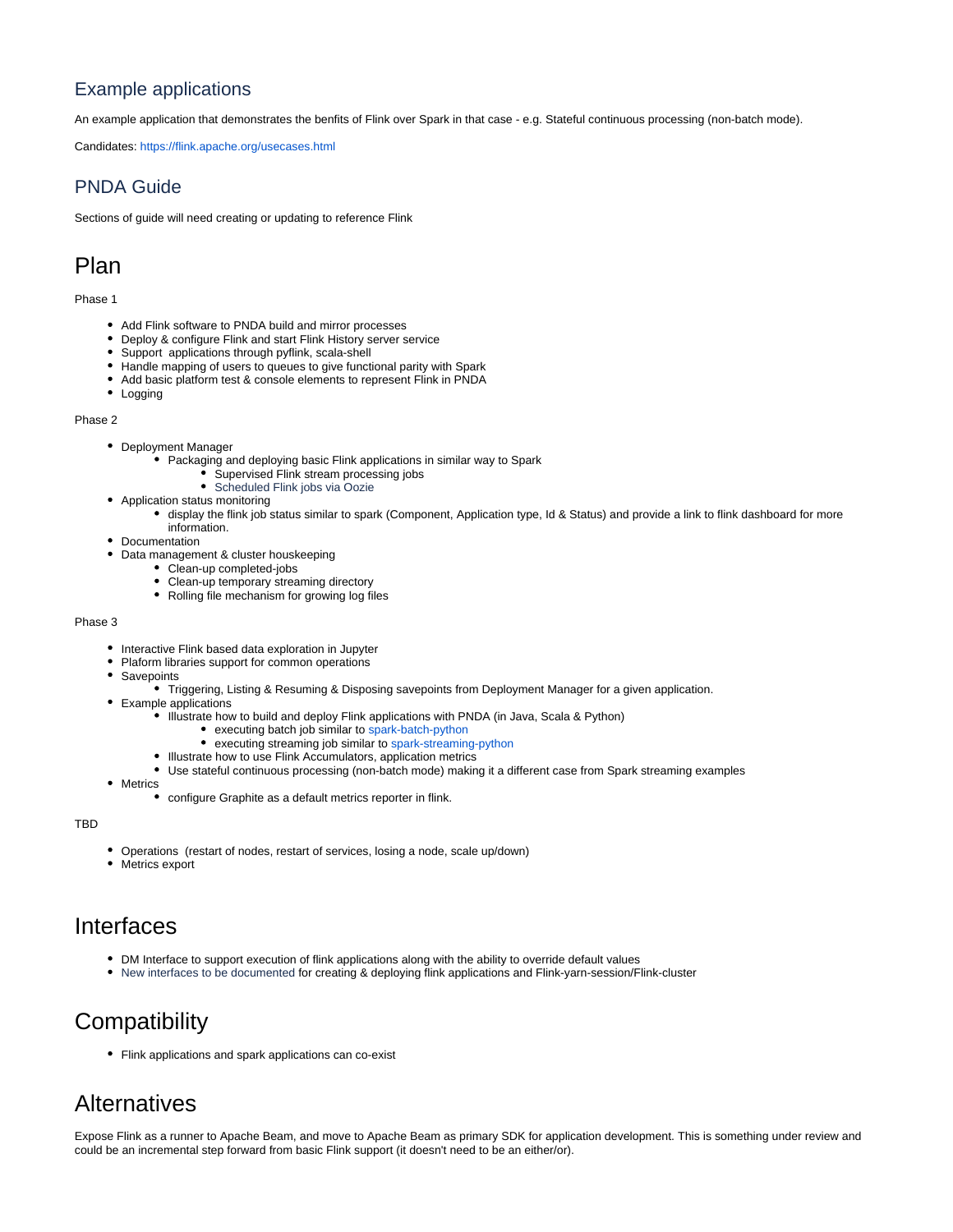## Example applications

An example application that demonstrates the benfits of Flink over Spark in that case - e.g. Stateful continuous processing (non-batch mode).

Candidates: https://flink.apache.org/usecases.html

## PNDA Guide

Sections of guide will need creating or updating to reference Flink

# Plan

Phase 1

- Add Flink software to PNDA build and mirror processes
- Deploy & configure Flink and start Flink History server service
- Support applications through pyflink, scala-shell
- Handle mapping of users to queues to give functional parity with Spark
- Add basic platform test & console elements to represent Flink in PNDA
- Logging

Phase 2

- Deployment Manager
  - Packaging and deploying basic Flink applications in similar way to Spark
    - Supervised Flink stream processing jobs
    - Scheduled Flink jobs via Oozie
- Application status monitoring
  - display the flink job status similar to spark (Component, Application type, Id & Status) and provide a link to flink dashboard for more information.
- Documentation
- Data management & cluster houskeeping
  - Clean-up completed-jobs
  - Clean-up temporary streaming directory
  - Rolling file mechanism for growing log files

Phase 3

- Interactive Flink based data exploration in Jupyter
- Plaform libraries support for common operations
- Savepoints
  - Triggering, Listing & Resuming & Disposing savepoints from Deployment Manager for a given application.
- Example applications
  - Illustrate how to build and deploy Flink applications with PNDA (in Java, Scala & Python)
    - executing batch job similar to spark-batch-python
    - executing streaming job similar to spark-streaming-python
  - Illustrate how to use Flink Accumulators, application metrics
  - Use stateful continuous processing (non-batch mode) making it a different case from Spark streaming examples
- Metrics
  - configure Graphite as a default metrics reporter in flink.

TBD

- Operations (restart of nodes, restart of services, losing a node, scale up/down)
- Metrics export

# Interfaces

- DM Interface to support execution of flink applications along with the ability to override default values
- New interfaces to be documented for creating & deploying flink applications and Flink-yarn-session/Flink-cluster

# Compatibility

- Flink applications and spark applications can co-exist

# Alternatives

Expose Flink as a runner to Apache Beam, and move to Apache Beam as primary SDK for application development. This is something under review and could be an incremental step forward from basic Flink support (it doesn't need to be an either/or).